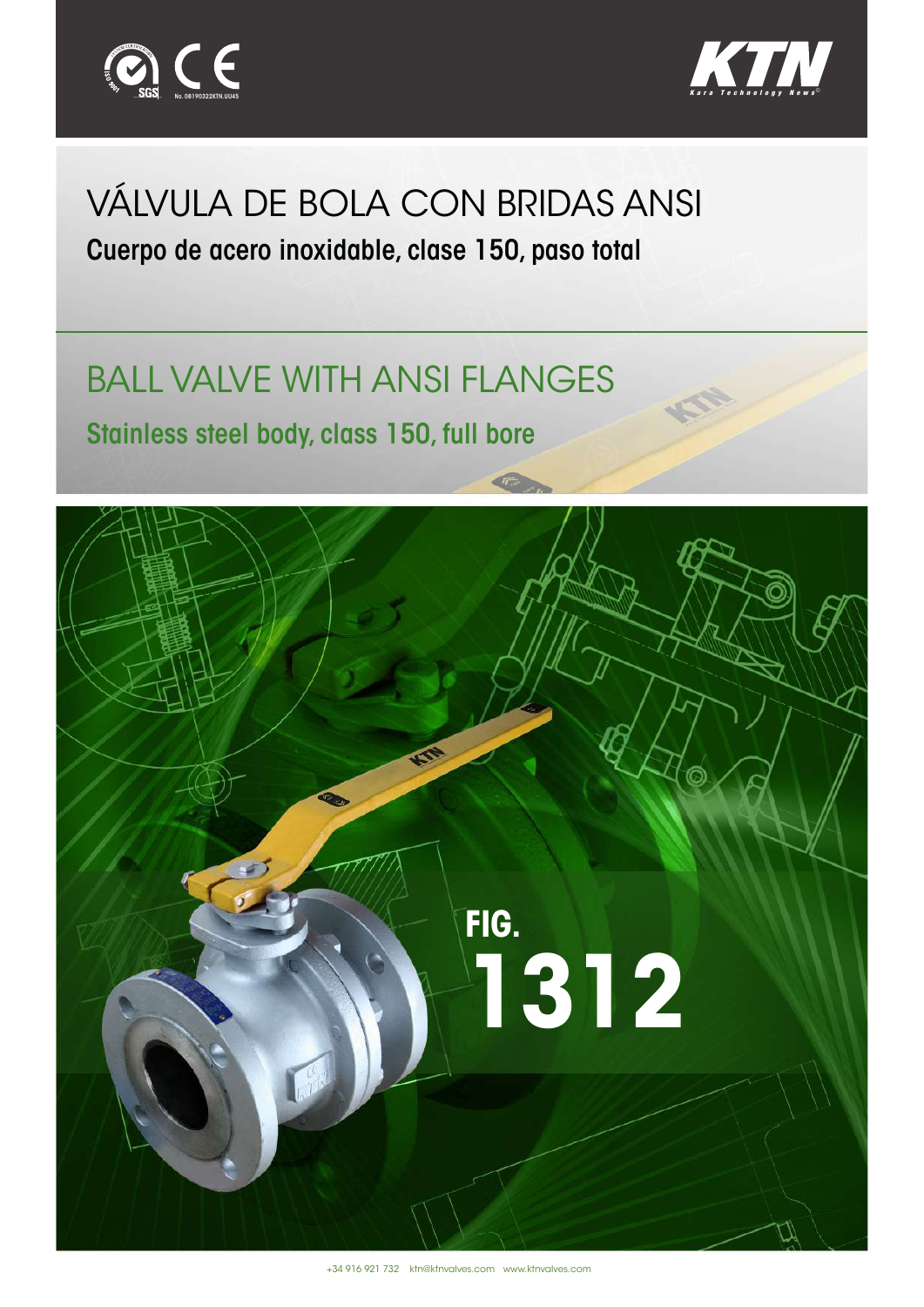# VÁLVULA DE BOLA CON BRIDAS ANSI

**Cuerpo de acero inoxidable, clase 150, paso total**

# BALL VALVE WITH ANSI FLANGES

**Stainless steel body, class 150, full bore**

## FIG. 1312

+34 916 921 732 ktn@ktnvalves.com www.ktnvalves.com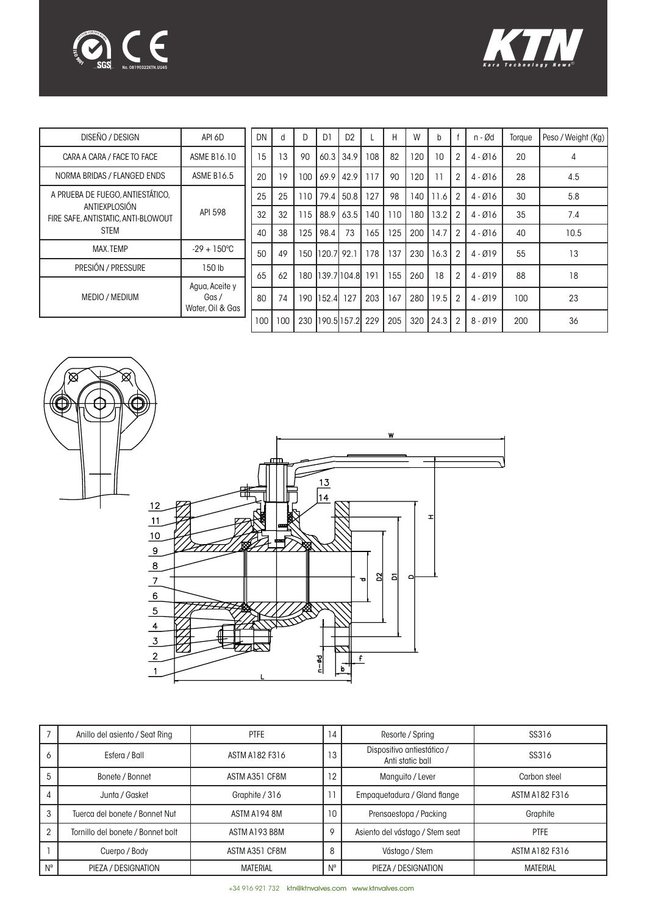| | |
|---|---|
| DISEÑO / DESIGN | API 6D |
| CARA A CARA / FACE TO FACE | ASME B16.10 |
| NORMA BRIDAS / FLANGED ENDS | ASME B16.5 |
| A PRUEBA DE FUEGO, ANTIESTÁTICO, ANTIEXPLOSIÓN FIRE SAFE, ANTISTATIC, ANTI-BLOWOUT STEM | API 598 |
| MAX.TEMP | -29 + 150ºC |
| PRESIÓN / PRESSURE | 150 lb |
| MEDIO / MEDIUM | Agua, Aceite y Gas / Water, Oil & Gas |

| DN | d | D | D1 | D2 | L | H | W | b | f | n - Ød | Torque | Peso / Weight (Kg) |
|---|---|---|---|---|---|---|---|---|---|---|---|---|
| 15 | 13 | 90 | 60.3 | 34.9 | 108 | 82 | 120 | 10 | 2 | 4 - Ø16 | 20 | 4 |
| 20 | 19 | 100 | 69.9 | 42.9 | 117 | 90 | 120 | 11 | 2 | 4 - Ø16 | 28 | 4.5 |
| 25 | 25 | 110 | 79.4 | 50.8 | 127 | 98 | 140 | 11.6 | 2 | 4 - Ø16 | 30 | 5.8 |
| 32 | 32 | 115 | 88.9 | 63.5 | 140 | 110 | 180 | 13.2 | 2 | 4 - Ø16 | 35 | 7.4 |
| 40 | 38 | 125 | 98.4 | 73 | 165 | 125 | 200 | 14.7 | 2 | 4 - Ø16 | 40 | 10.5 |
| 50 | 49 | 150 | 120.7 | 92.1 | 178 | 137 | 230 | 16.3 | 2 | 4 - Ø19 | 55 | 13 |
| 65 | 62 | 180 | 139.7 | 104.8 | 191 | 155 | 260 | 18 | 2 | 4 - Ø19 | 88 | 18 |
| 80 | 74 | 190 | 152.4 | 127 | 203 | 167 | 280 | 19.5 | 2 | 4 - Ø19 | 100 | 23 |
| 100 | 100 | 230 | 190.5 | 157.2 | 229 | 205 | 320 | 24.3 | 2 | 8 - Ø19 | 200 | 36 |

| Nº | PIEZA / DESIGNATION | MATERIAL | Nº | PIEZA / DESIGNATION | MATERIAL |
|---|---|---|---|---|---|
| 7 | Anillo del asiento / Seat Ring | PTFE | 14 | Resorte / Spring | SS316 |
| 6 | Esfera / Ball | ASTM A182 F316 | 13 | Dispositivo antiestático / Anti static ball | SS316 |
| 5 | Bonete / Bonnet | ASTM A351 CF8M | 12 | Manguito / Lever | Carbon steel |
| 4 | Junta / Gasket | Graphite / 316 | 11 | Empaquetadura / Gland flange | ASTM A182 F316 |
| 3 | Tuerca del bonete / Bonnet Nut | ASTM A194 8M | 10 | Prensaestopa / Packing | Graphite |
| 2 | Tornillo del bonete / Bonnet bolt | ASTM A193 B8M | 9 | Asiento del vástago / Stem seat | PTFE |
| 1 | Cuerpo / Body | ASTM A351 CF8M | 8 | Vástago / Stem | ASTM A182 F316 |

+34 916 921 732 ktn@ktnvalves.com www.ktnvalves.com